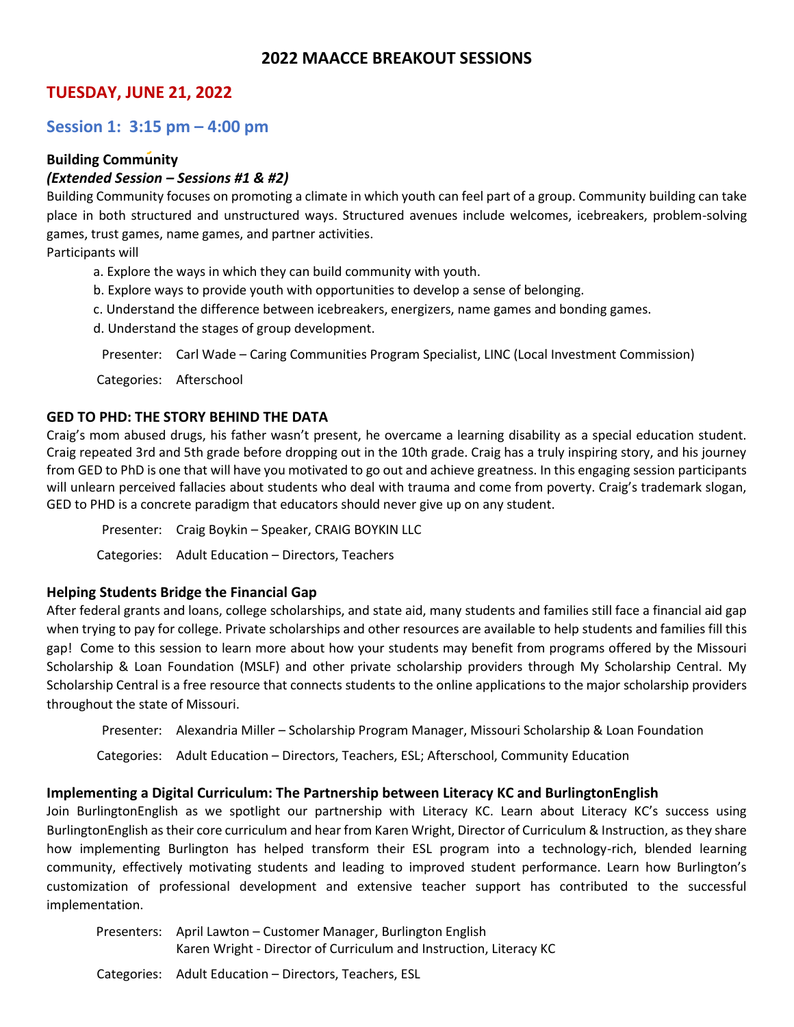# 2022 MAACCE BREAKOUT SESSIONS

## TUESDAY, JUNE 21, 2022

### Session 1: 3:15 pm – 4:00 pm

**Building Community**
***(Extended Session – Sessions #1 & #2)***

Building Community focuses on promoting a climate in which youth can feel part of a group. Community building can take place in both structured and unstructured ways. Structured avenues include welcomes, icebreakers, problem-solving games, trust games, name games, and partner activities.

Participants will

a. Explore the ways in which they can build community with youth.
b. Explore ways to provide youth with opportunities to develop a sense of belonging.
c. Understand the difference between icebreakers, energizers, name games and bonding games.
d. Understand the stages of group development.

Presenter: Carl Wade – Caring Communities Program Specialist, LINC (Local Investment Commission)

Categories: Afterschool

**GED TO PHD: THE STORY BEHIND THE DATA**

Craig's mom abused drugs, his father wasn't present, he overcame a learning disability as a special education student. Craig repeated 3rd and 5th grade before dropping out in the 10th grade. Craig has a truly inspiring story, and his journey from GED to PhD is one that will have you motivated to go out and achieve greatness. In this engaging session participants will unlearn perceived fallacies about students who deal with trauma and come from poverty. Craig's trademark slogan, GED to PHD is a concrete paradigm that educators should never give up on any student.

Presenter: Craig Boykin – Speaker, CRAIG BOYKIN LLC

Categories: Adult Education – Directors, Teachers

**Helping Students Bridge the Financial Gap**

After federal grants and loans, college scholarships, and state aid, many students and families still face a financial aid gap when trying to pay for college. Private scholarships and other resources are available to help students and families fill this gap! Come to this session to learn more about how your students may benefit from programs offered by the Missouri Scholarship & Loan Foundation (MSLF) and other private scholarship providers through My Scholarship Central. My Scholarship Central is a free resource that connects students to the online applications to the major scholarship providers throughout the state of Missouri.

Presenter: Alexandria Miller – Scholarship Program Manager, Missouri Scholarship & Loan Foundation

Categories: Adult Education – Directors, Teachers, ESL; Afterschool, Community Education

**Implementing a Digital Curriculum: The Partnership between Literacy KC and BurlingtonEnglish**

Join BurlingtonEnglish as we spotlight our partnership with Literacy KC. Learn about Literacy KC's success using BurlingtonEnglish as their core curriculum and hear from Karen Wright, Director of Curriculum & Instruction, as they share how implementing Burlington has helped transform their ESL program into a technology-rich, blended learning community, effectively motivating students and leading to improved student performance. Learn how Burlington's customization of professional development and extensive teacher support has contributed to the successful implementation.

Presenters: April Lawton – Customer Manager, Burlington English
Karen Wright - Director of Curriculum and Instruction, Literacy KC

Categories: Adult Education – Directors, Teachers, ESL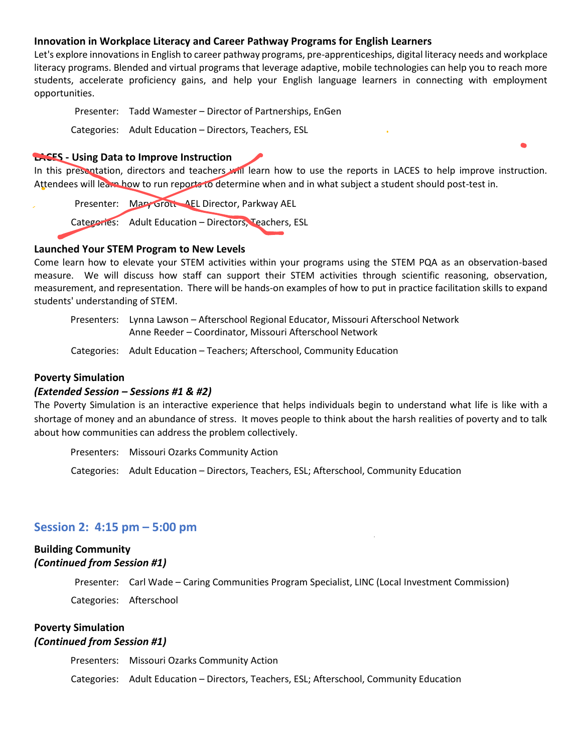**Innovation in Workplace Literacy and Career Pathway Programs for English Learners**

Let's explore innovations in English to career pathway programs, pre-apprenticeships, digital literacy needs and workplace literacy programs. Blended and virtual programs that leverage adaptive, mobile technologies can help you to reach more students, accelerate proficiency gains, and help your English language learners in connecting with employment opportunities.

Presenter: Tadd Wamester – Director of Partnerships, EnGen

Categories: Adult Education – Directors, Teachers, ESL

**LACES - Using Data to Improve Instruction**

In this presentation, directors and teachers will learn how to use the reports in LACES to help improve instruction. Attendees will learn how to run reports to determine when and in what subject a student should post-test in.

Presenter: Mary Grott – AEL Director, Parkway AEL

Categories: Adult Education – Directors, Teachers, ESL

**Launched Your STEM Program to New Levels**

Come learn how to elevate your STEM activities within your programs using the STEM PQA as an observation-based measure. We will discuss how staff can support their STEM activities through scientific reasoning, observation, measurement, and representation. There will be hands-on examples of how to put in practice facilitation skills to expand students' understanding of STEM.

Presenters: Lynna Lawson – Afterschool Regional Educator, Missouri Afterschool Network
Anne Reeder – Coordinator, Missouri Afterschool Network

Categories: Adult Education – Teachers; Afterschool, Community Education

**Poverty Simulation**
***(Extended Session – Sessions #1 & #2)***

The Poverty Simulation is an interactive experience that helps individuals begin to understand what life is like with a shortage of money and an abundance of stress. It moves people to think about the harsh realities of poverty and to talk about how communities can address the problem collectively.

Presenters: Missouri Ozarks Community Action

Categories: Adult Education – Directors, Teachers, ESL; Afterschool, Community Education

## Session 2: 4:15 pm – 5:00 pm

**Building Community**
***(Continued from Session #1)***

Presenter: Carl Wade – Caring Communities Program Specialist, LINC (Local Investment Commission)

Categories: Afterschool

**Poverty Simulation**
***(Continued from Session #1)***

Presenters: Missouri Ozarks Community Action

Categories: Adult Education – Directors, Teachers, ESL; Afterschool, Community Education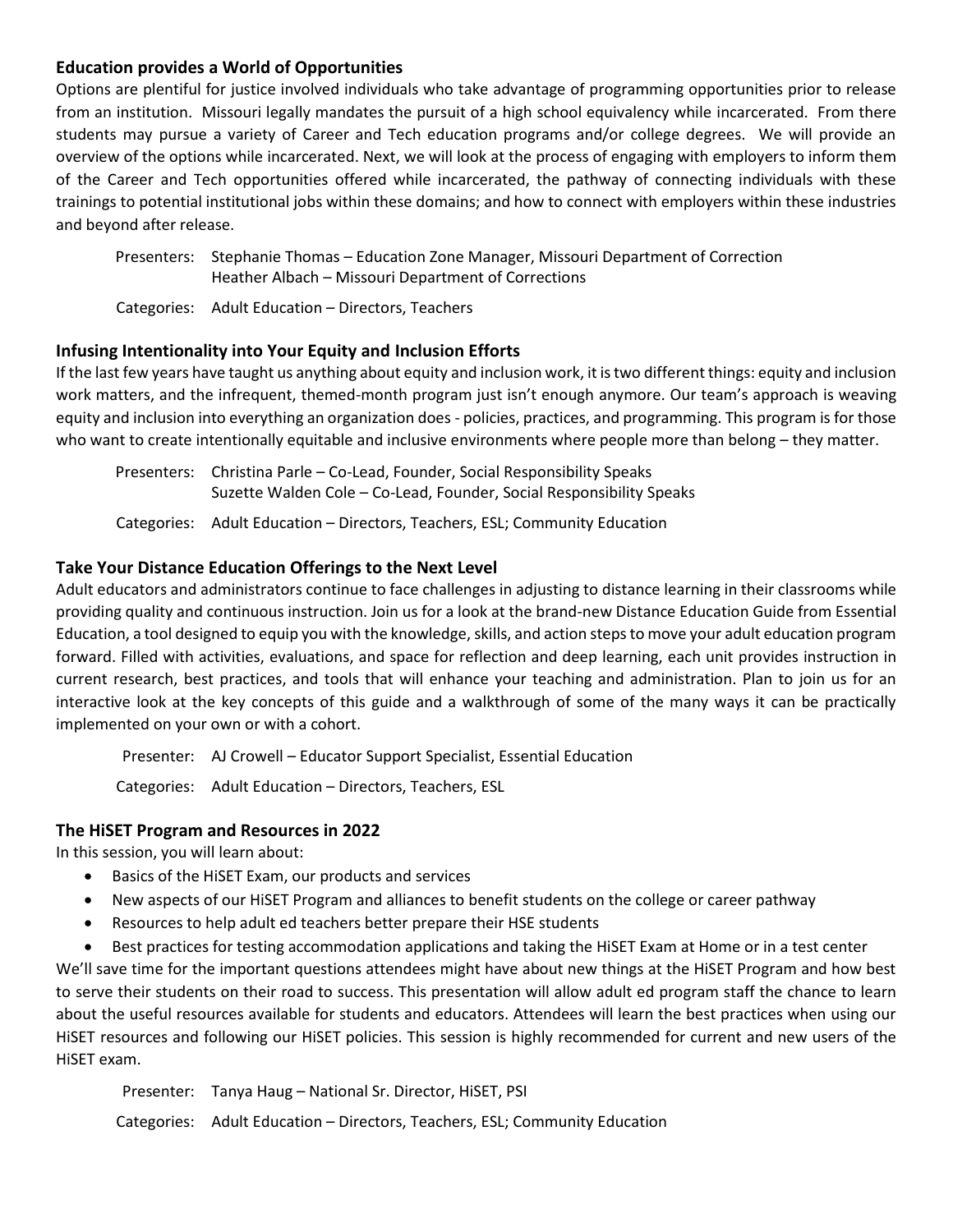### Education provides a World of Opportunities

Options are plentiful for justice involved individuals who take advantage of programming opportunities prior to release from an institution. Missouri legally mandates the pursuit of a high school equivalency while incarcerated. From there students may pursue a variety of Career and Tech education programs and/or college degrees. We will provide an overview of the options while incarcerated. Next, we will look at the process of engaging with employers to inform them of the Career and Tech opportunities offered while incarcerated, the pathway of connecting individuals with these trainings to potential institutional jobs within these domains; and how to connect with employers within these industries and beyond after release.

Presenters: Stephanie Thomas – Education Zone Manager, Missouri Department of Correction
Heather Albach – Missouri Department of Corrections

Categories: Adult Education – Directors, Teachers

### Infusing Intentionality into Your Equity and Inclusion Efforts

If the last few years have taught us anything about equity and inclusion work, it is two different things: equity and inclusion work matters, and the infrequent, themed-month program just isn't enough anymore. Our team's approach is weaving equity and inclusion into everything an organization does - policies, practices, and programming. This program is for those who want to create intentionally equitable and inclusive environments where people more than belong – they matter.

Presenters: Christina Parle – Co-Lead, Founder, Social Responsibility Speaks
Suzette Walden Cole – Co-Lead, Founder, Social Responsibility Speaks

Categories: Adult Education – Directors, Teachers, ESL; Community Education

### Take Your Distance Education Offerings to the Next Level

Adult educators and administrators continue to face challenges in adjusting to distance learning in their classrooms while providing quality and continuous instruction. Join us for a look at the brand-new Distance Education Guide from Essential Education, a tool designed to equip you with the knowledge, skills, and action steps to move your adult education program forward. Filled with activities, evaluations, and space for reflection and deep learning, each unit provides instruction in current research, best practices, and tools that will enhance your teaching and administration. Plan to join us for an interactive look at the key concepts of this guide and a walkthrough of some of the many ways it can be practically implemented on your own or with a cohort.

Presenter: AJ Crowell – Educator Support Specialist, Essential Education

Categories: Adult Education – Directors, Teachers, ESL

### The HiSET Program and Resources in 2022

In this session, you will learn about:

- Basics of the HiSET Exam, our products and services
- New aspects of our HiSET Program and alliances to benefit students on the college or career pathway
- Resources to help adult ed teachers better prepare their HSE students
- Best practices for testing accommodation applications and taking the HiSET Exam at Home or in a test center

We'll save time for the important questions attendees might have about new things at the HiSET Program and how best to serve their students on their road to success. This presentation will allow adult ed program staff the chance to learn about the useful resources available for students and educators. Attendees will learn the best practices when using our HiSET resources and following our HiSET policies. This session is highly recommended for current and new users of the HiSET exam.

Presenter: Tanya Haug – National Sr. Director, HiSET, PSI

Categories: Adult Education – Directors, Teachers, ESL; Community Education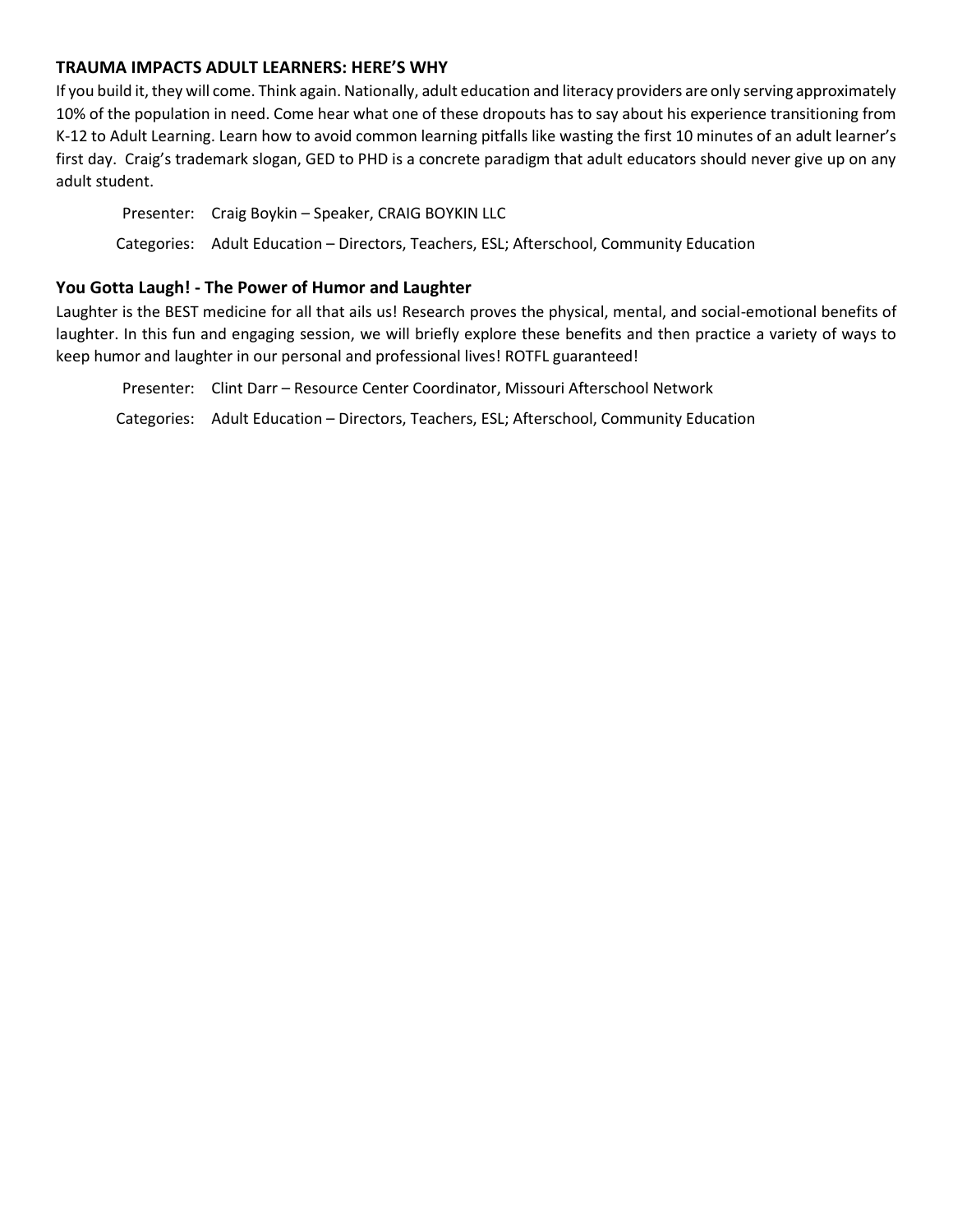### TRAUMA IMPACTS ADULT LEARNERS: HERE'S WHY

If you build it, they will come. Think again. Nationally, adult education and literacy providers are only serving approximately 10% of the population in need. Come hear what one of these dropouts has to say about his experience transitioning from K-12 to Adult Learning. Learn how to avoid common learning pitfalls like wasting the first 10 minutes of an adult learner's first day. Craig's trademark slogan, GED to PHD is a concrete paradigm that adult educators should never give up on any adult student.

Presenter: Craig Boykin – Speaker, CRAIG BOYKIN LLC

Categories: Adult Education – Directors, Teachers, ESL; Afterschool, Community Education

### You Gotta Laugh! - The Power of Humor and Laughter

Laughter is the BEST medicine for all that ails us! Research proves the physical, mental, and social-emotional benefits of laughter. In this fun and engaging session, we will briefly explore these benefits and then practice a variety of ways to keep humor and laughter in our personal and professional lives! ROTFL guaranteed!

Presenter: Clint Darr – Resource Center Coordinator, Missouri Afterschool Network

Categories: Adult Education – Directors, Teachers, ESL; Afterschool, Community Education